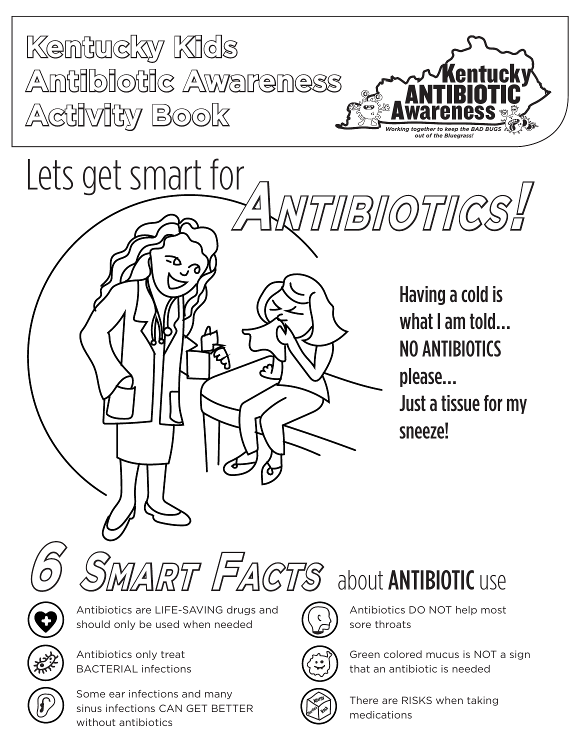# Kentucky Kids Antibiotic Awareness Activity Book

Kentucky ANTIBIOTIC Awareness

*Working together to keep the BAD BUGS out of the Bluegrass!*

## Lets get smart for ANTIBIOTICS!

Having a cold is what I am told... NO ANTIBIOTICS please... Just a tissue for my sneeze!

## 6 SMART FACTS about ANTIBIOTIC use

- Antibiotics are LIFE-SAVING drugs and should only be used when needed
- Antibiotics only treat BACTERIAL infections
- Some ear infections and many sinus infections CAN GET BETTER without antibiotics
- Antibiotics DO NOT help most sore throats
- Green colored mucus is NOT a sign that an antibiotic is needed
- There are RISKS when taking medications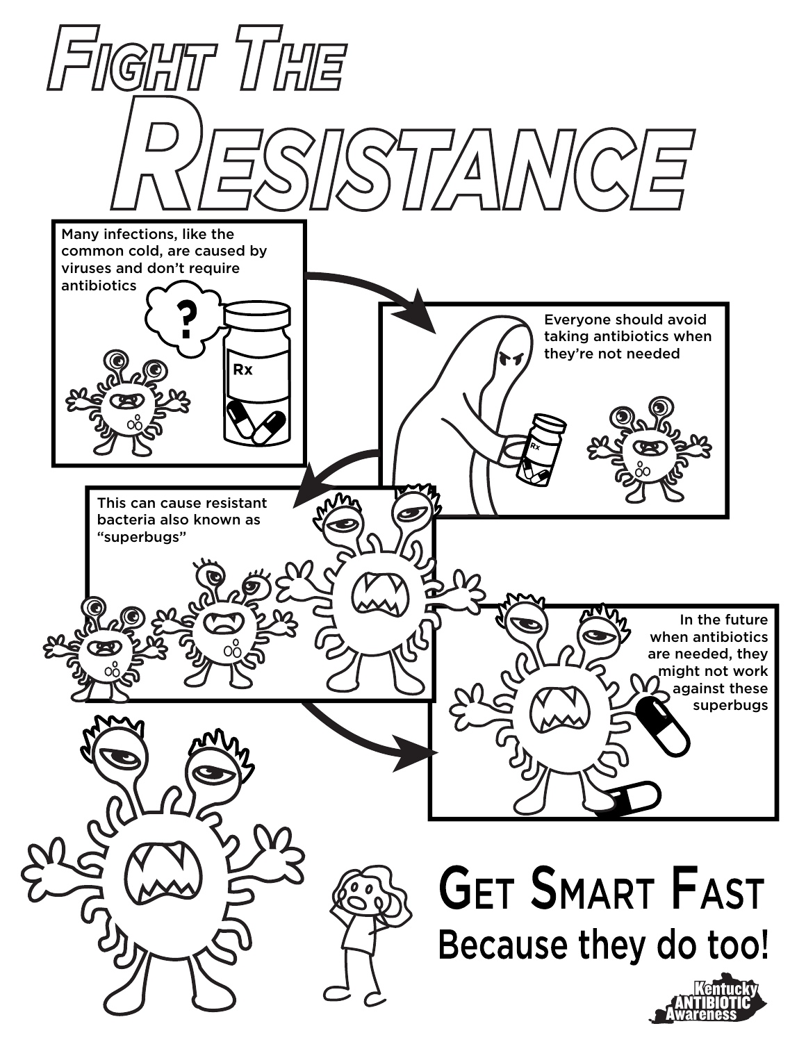# Fight The Resistance

Many infections, like the common cold, are caused by viruses and don't require antibiotics

Everyone should avoid taking antibiotics when they're not needed

This can cause resistant bacteria also known as "superbugs"

In the future when antibiotics are needed, they might not work against these superbugs

## Get Smart Fast

## Because they do too!

Kentucky ANTIBIOTIC Awareness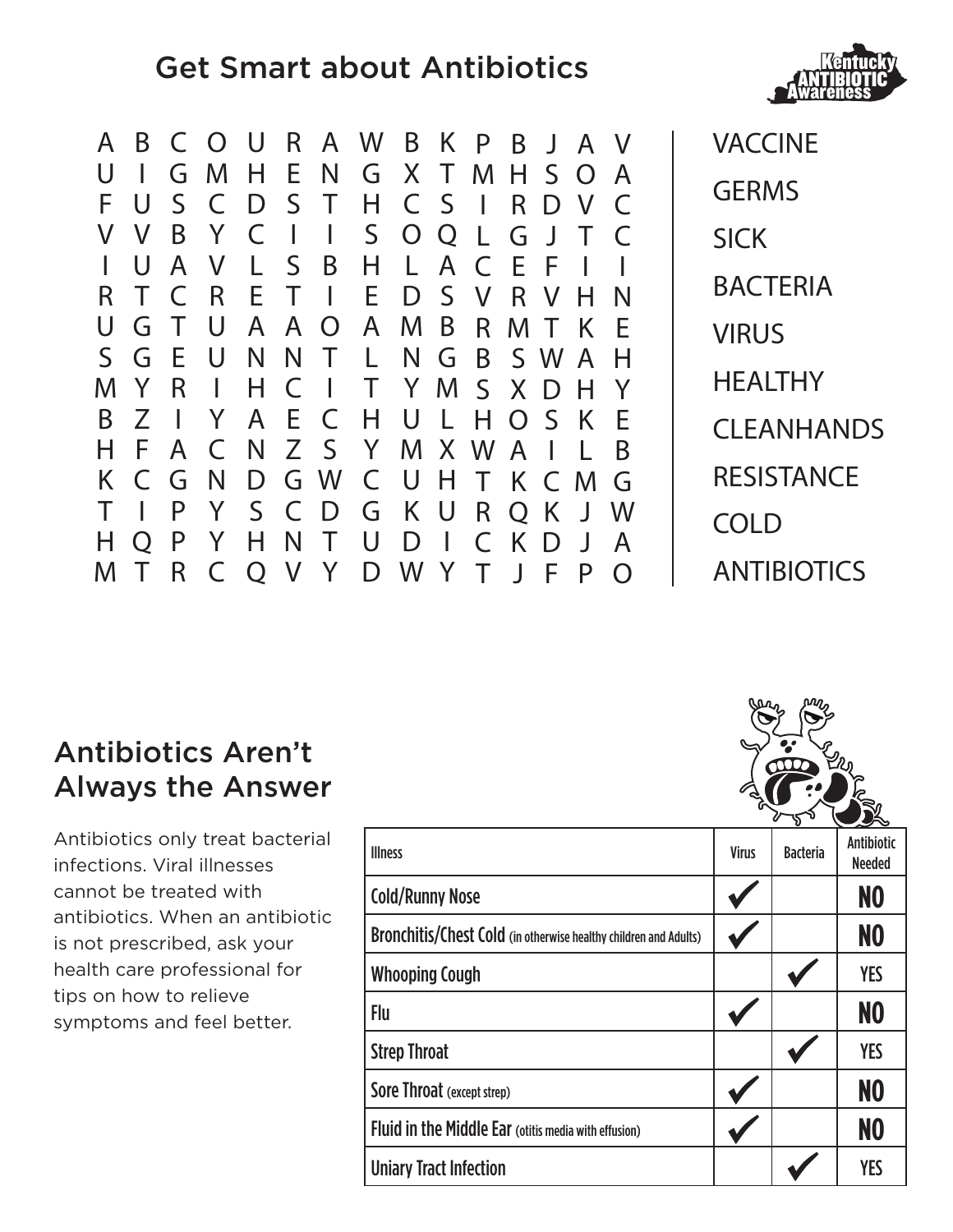# Get Smart about Antibiotics

Kentucky ANTIBIOTIC Awareness

```
A B C O U R A W B K P B J A V
U I G M H E N G X T M H S O A
F U S C D S T H C S I R D V C
V V B Y C I I S O Q L G J T C
I U A V L S B H L A C E F I I
R T C R E T I E D S V R V H N
U G T U A A O A M B R M T K E
S G E U N N T L N G B S W A H
M Y R I H C I T Y M S X D H Y
B Z I Y A E C H U L H O S K E
H F A C N Z S Y M X W A I L B
K C G N D G W C U H T K C M G
T I P Y S C D G K U R Q K J W
H Q P Y H N T U D I C K D J A
M T R C Q V Y D W Y T J F P O
```

- VACCINE
- GERMS
- SICK
- BACTERIA
- VIRUS
- HEALTHY
- CLEANHANDS
- RESISTANCE
- COLD
- ANTIBIOTICS

## Antibiotics Aren't Always the Answer

Antibiotics only treat bacterial infections. Viral illnesses cannot be treated with antibiotics. When an antibiotic is not prescribed, ask your health care professional for tips on how to relieve symptoms and feel better.

| Illness | Virus | Bacteria | Antibiotic Needed |
|---|---|---|---|
| **Cold/Runny Nose** | ✓ | | **NO** |
| **Bronchitis/Chest Cold** (in otherwise healthy children and Adults) | ✓ | | **NO** |
| **Whooping Cough** | | ✓ | **YES** |
| **Flu** | ✓ | | **NO** |
| **Strep Throat** | | ✓ | **YES** |
| **Sore Throat** (except strep) | ✓ | | **NO** |
| **Fluid in the Middle Ear** (otitis media with effusion) | ✓ | | **NO** |
| **Uniary Tract Infection** | | ✓ | **YES** |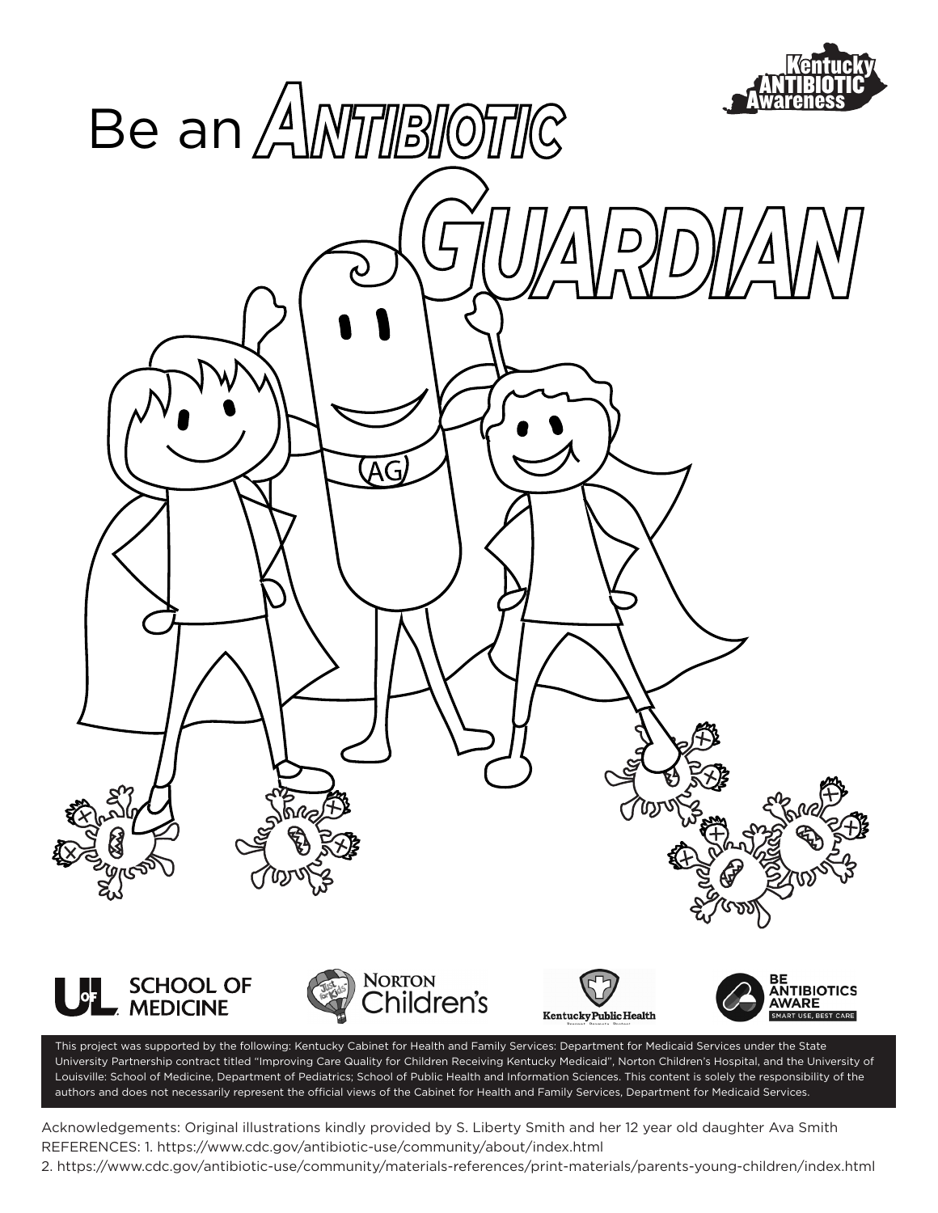# Be an ANTIBIOTIC GUARDIAN

This project was supported by the following: Kentucky Cabinet for Health and Family Services: Department for Medicaid Services under the State University Partnership contract titled "Improving Care Quality for Children Receiving Kentucky Medicaid", Norton Children's Hospital, and the University of Louisville: School of Medicine, Department of Pediatrics; School of Public Health and Information Sciences. This content is solely the responsibility of the authors and does not necessarily represent the official views of the Cabinet for Health and Family Services, Department for Medicaid Services.

Acknowledgements: Original illustrations kindly provided by S. Liberty Smith and her 12 year old daughter Ava Smith

REFERENCES: 1. https://www.cdc.gov/antibiotic-use/community/about/index.html

2. https://www.cdc.gov/antibiotic-use/community/materials-references/print-materials/parents-young-children/index.html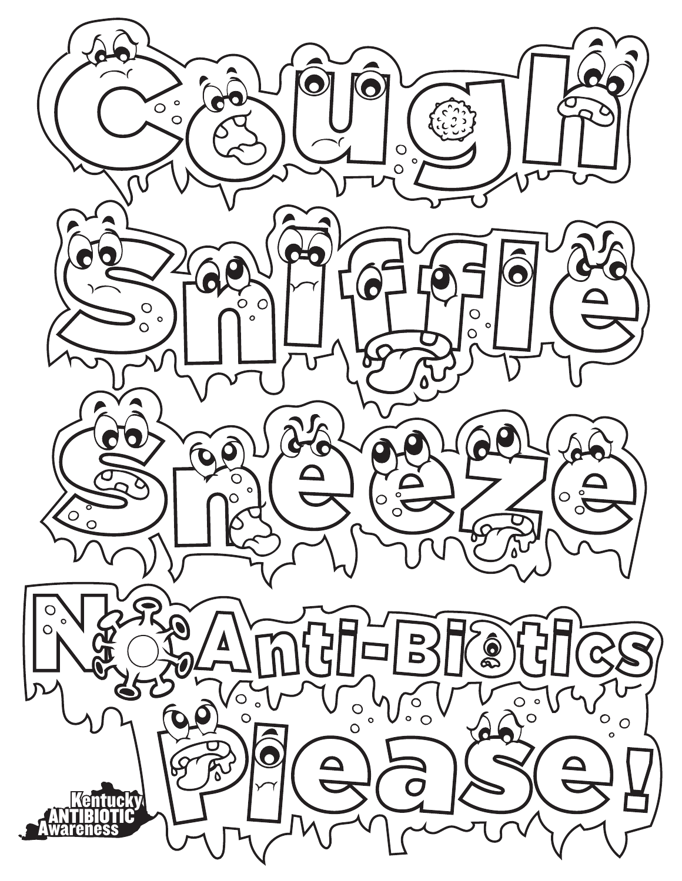# Cough

# Sniffle

# Sneeze

# No Anti-Biotics Please!

Kentucky ANTIBIOTIC Awareness